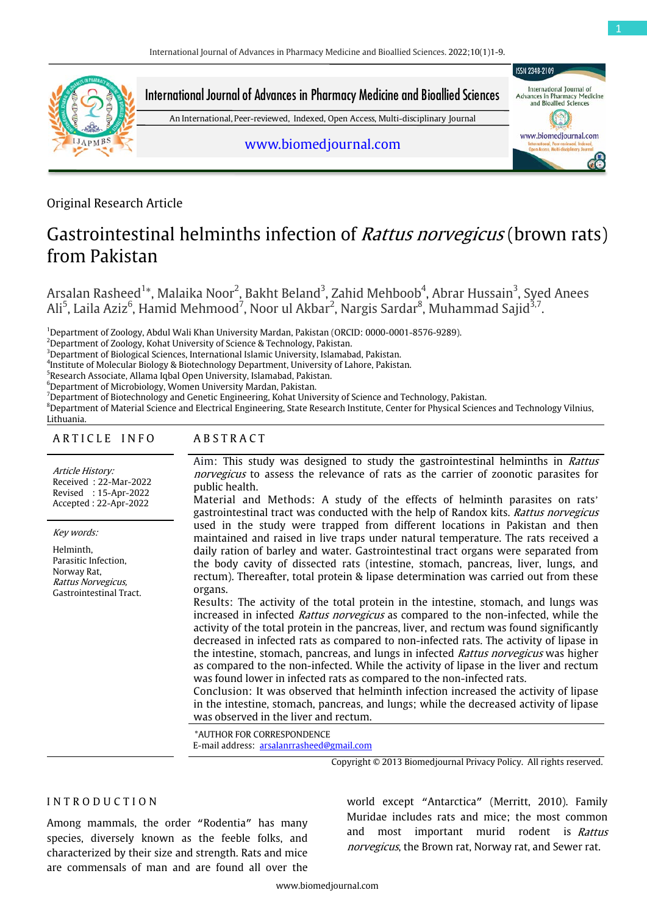Original Research Article

# Gastrointestinal helminths infection of *Rattus norvegicus* (brown rats) from Pakistan

Arsalan Rasheed[1]*, Malaika Noor[2], Bakht Beland[3], Zahid Mehboob[4], Abrar Hussain[3], Syed Anees Ali[5], Laila Aziz[6], Hamid Mehmood[7], Noor ul Akbar[2], Nargis Sardar[8], Muhammad Sajid[3,7].

[1]Department of Zoology, Abdul Wali Khan University Mardan, Pakistan (ORCID: 0000-0001-8576-9289).
[2]Department of Zoology, Kohat University of Science & Technology, Pakistan.
[3]Department of Biological Sciences, International Islamic University, Islamabad, Pakistan.
[4]Institute of Molecular Biology & Biotechnology Department, University of Lahore, Pakistan.
[5]Research Associate, Allama Iqbal Open University, Islamabad, Pakistan.
[6]Department of Microbiology, Women University Mardan, Pakistan.
[7]Department of Biotechnology and Genetic Engineering, Kohat University of Science and Technology, Pakistan.
[8]Department of Material Science and Electrical Engineering, State Research Institute, Center for Physical Sciences and Technology Vilnius, Lithuania.

## ARTICLE INFO

*Article History:*
Received : 22-Mar-2022
Revised : 15-Apr-2022
Accepted : 22-Apr-2022

*Key words:*
Helminth,
Parasitic Infection,
Norway Rat,
*Rattus Norvegicus,*
Gastrointestinal Tract.

## ABSTRACT

Aim: This study was designed to study the gastrointestinal helminths in *Rattus norvegicus* to assess the relevance of rats as the carrier of zoonotic parasites for public health.

Material and Methods: A study of the effects of helminth parasites on rats' gastrointestinal tract was conducted with the help of Randox kits. *Rattus norvegicus* used in the study were trapped from different locations in Pakistan and then maintained and raised in live traps under natural temperature. The rats received a daily ration of barley and water. Gastrointestinal tract organs were separated from the body cavity of dissected rats (intestine, stomach, pancreas, liver, lungs, and rectum). Thereafter, total protein & lipase determination was carried out from these organs.

Results: The activity of the total protein in the intestine, stomach, and lungs was increased in infected *Rattus norvegicus* as compared to the non-infected, while the activity of the total protein in the pancreas, liver, and rectum was found significantly decreased in infected rats as compared to non-infected rats. The activity of lipase in the intestine, stomach, pancreas, and lungs in infected *Rattus norvegicus* was higher as compared to the non-infected. While the activity of lipase in the liver and rectum was found lower in infected rats as compared to the non-infected rats.

Conclusion: It was observed that helminth infection increased the activity of lipase in the intestine, stomach, pancreas, and lungs; while the decreased activity of lipase was observed in the liver and rectum.

*AUTHOR FOR CORRESPONDENCE
E-mail address: arsalanrrasheed@gmail.com

Copyright © 2013 Biomedjournal Privacy Policy. All rights reserved.

## INTRODUCTION

Among mammals, the order "Rodentia" has many species, diversely known as the feeble folks, and characterized by their size and strength. Rats and mice are commensals of man and are found all over the world except "Antarctica" (Merritt, 2010). Family Muridae includes rats and mice; the most common and most important murid rodent is *Rattus norvegicus*, the Brown rat, Norway rat, and Sewer rat.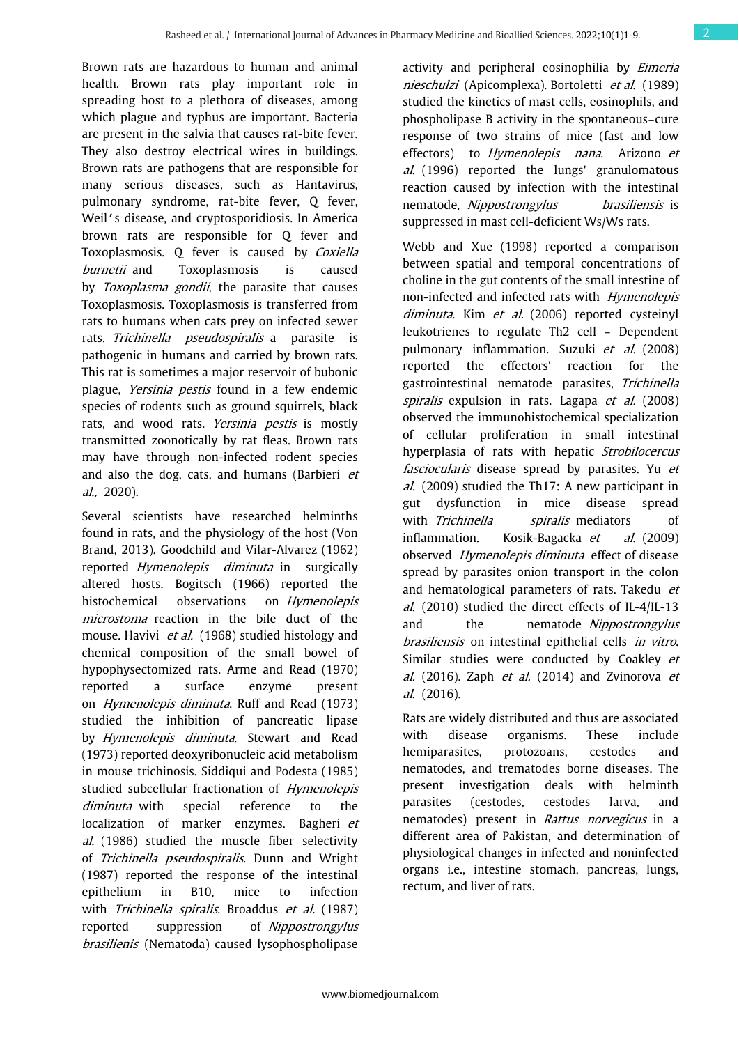Brown rats are hazardous to human and animal health. Brown rats play important role in spreading host to a plethora of diseases, among which plague and typhus are important. Bacteria are present in the salvia that causes rat-bite fever. They also destroy electrical wires in buildings. Brown rats are pathogens that are responsible for many serious diseases, such as Hantavirus, pulmonary syndrome, rat-bite fever, Q fever, Weil's disease, and cryptosporidiosis. In America brown rats are responsible for Q fever and Toxoplasmosis. Q fever is caused by *Coxiella burnetii* and Toxoplasmosis is caused by *Toxoplasma gondii*, the parasite that causes Toxoplasmosis. Toxoplasmosis is transferred from rats to humans when cats prey on infected sewer rats. *Trichinella pseudospiralis* a parasite is pathogenic in humans and carried by brown rats. This rat is sometimes a major reservoir of bubonic plague, *Yersinia pestis* found in a few endemic species of rodents such as ground squirrels, black rats, and wood rats. *Yersinia pestis* is mostly transmitted zoonotically by rat fleas. Brown rats may have through non-infected rodent species and also the dog, cats, and humans (Barbieri *et al.,* 2020).

Several scientists have researched helminths found in rats, and the physiology of the host (Von Brand, 2013). Goodchild and Vilar-Alvarez (1962) reported *Hymenolepis diminuta* in surgically altered hosts. Bogitsch (1966) reported the histochemical observations on *Hymenolepis microstoma* reaction in the bile duct of the mouse. Havivi *et al.* (1968) studied histology and chemical composition of the small bowel of hypophysectomized rats. Arme and Read (1970) reported a surface enzyme present on *Hymenolepis diminuta*. Ruff and Read (1973) studied the inhibition of pancreatic lipase by *Hymenolepis diminuta*. Stewart and Read (1973) reported deoxyribonucleic acid metabolism in mouse trichinosis. Siddiqui and Podesta (1985) studied subcellular fractionation of *Hymenolepis diminuta* with special reference to the localization of marker enzymes. Bagheri *et al.* (1986) studied the muscle fiber selectivity of *Trichinella pseudospiralis*. Dunn and Wright (1987) reported the response of the intestinal epithelium in B10, mice to infection with *Trichinella spiralis*. Broaddus *et al.* (1987) reported suppression of *Nippostrongylus brasilienis* (Nematoda) caused lysophospholipase activity and peripheral eosinophilia by *Eimeria nieschulzi* (Apicomplexa). Bortoletti *et al.* (1989) studied the kinetics of mast cells, eosinophils, and phospholipase B activity in the spontaneous–cure response of two strains of mice (fast and low effectors) to *Hymenolepis nana*. Arizono *et al.* (1996) reported the lungs' granulomatous reaction caused by infection with the intestinal nematode, *Nippostrongylus brasiliensis* is suppressed in mast cell-deficient Ws/Ws rats.

Webb and Xue (1998) reported a comparison between spatial and temporal concentrations of choline in the gut contents of the small intestine of non-infected and infected rats with *Hymenolepis diminuta*. Kim *et al.* (2006) reported cysteinyl leukotrienes to regulate Th2 cell – Dependent pulmonary inflammation. Suzuki *et al.* (2008) reported the effectors' reaction for the gastrointestinal nematode parasites, *Trichinella spiralis* expulsion in rats. Lagapa *et al.* (2008) observed the immunohistochemical specialization of cellular proliferation in small intestinal hyperplasia of rats with hepatic *Strobilocercus fasciocularis* disease spread by parasites. Yu *et al.* (2009) studied the Th17: A new participant in gut dysfunction in mice disease spread with *Trichinella spiralis* mediators of inflammation. Kosik-Bagacka *et al.* (2009) observed *Hymenolepis diminuta* effect of disease spread by parasites onion transport in the colon and hematological parameters of rats. Takedu *et al.* (2010) studied the direct effects of IL-4/IL-13 and the nematode *Nippostrongylus brasiliensis* on intestinal epithelial cells *in vitro*. Similar studies were conducted by Coakley *et al.* (2016). Zaph *et al.* (2014) and Zvinorova *et al.* (2016).

Rats are widely distributed and thus are associated with disease organisms. These include hemiparasites, protozoans, cestodes and nematodes, and trematodes borne diseases. The present investigation deals with helminth parasites (cestodes, cestodes larva, and nematodes) present in *Rattus norvegicus* in a different area of Pakistan, and determination of physiological changes in infected and noninfected organs i.e., intestine stomach, pancreas, lungs, rectum, and liver of rats.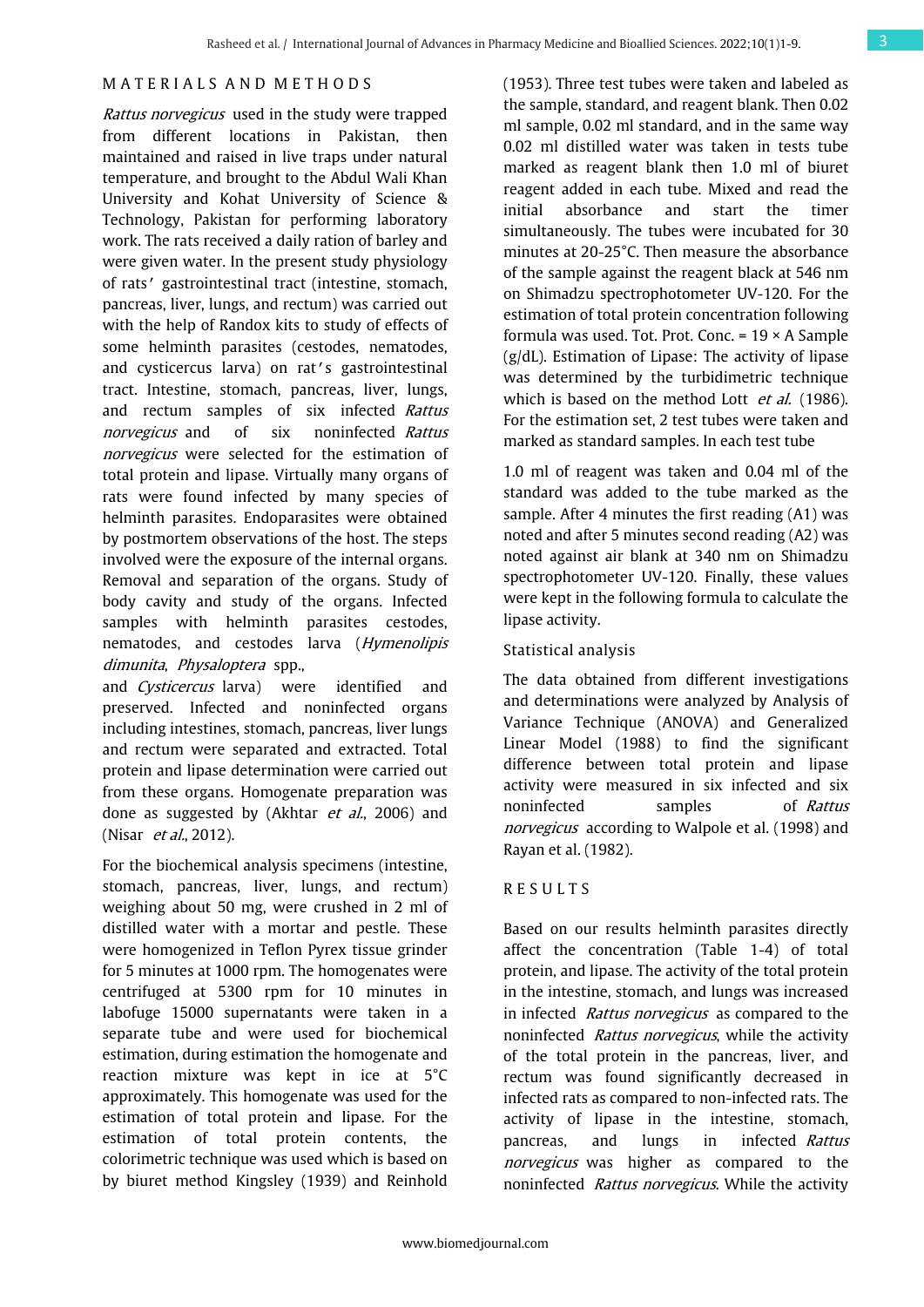## MATERIALS AND METHODS

*Rattus norvegicus* used in the study were trapped from different locations in Pakistan, then maintained and raised in live traps under natural temperature, and brought to the Abdul Wali Khan University and Kohat University of Science & Technology, Pakistan for performing laboratory work. The rats received a daily ration of barley and were given water. In the present study physiology of rats' gastrointestinal tract (intestine, stomach, pancreas, liver, lungs, and rectum) was carried out with the help of Randox kits to study of effects of some helminth parasites (cestodes, nematodes, and cysticercus larva) on rat's gastrointestinal tract. Intestine, stomach, pancreas, liver, lungs, and rectum samples of six infected *Rattus norvegicus* and of six noninfected *Rattus norvegicus* were selected for the estimation of total protein and lipase. Virtually many organs of rats were found infected by many species of helminth parasites. Endoparasites were obtained by postmortem observations of the host. The steps involved were the exposure of the internal organs. Removal and separation of the organs. Study of body cavity and study of the organs. Infected samples with helminth parasites cestodes, nematodes, and cestodes larva (*Hymenolipis dimunita*, *Physaloptera* spp., and *Cysticercus* larva) were identified and preserved. Infected and noninfected organs including intestines, stomach, pancreas, liver lungs and rectum were separated and extracted. Total protein and lipase determination were carried out from these organs. Homogenate preparation was done as suggested by (Akhtar *et al.*, 2006) and (Nisar *et al.*, 2012).

For the biochemical analysis specimens (intestine, stomach, pancreas, liver, lungs, and rectum) weighing about 50 mg, were crushed in 2 ml of distilled water with a mortar and pestle. These were homogenized in Teflon Pyrex tissue grinder for 5 minutes at 1000 rpm. The homogenates were centrifuged at 5300 rpm for 10 minutes in labofuge 15000 supernatants were taken in a separate tube and were used for biochemical estimation, during estimation the homogenate and reaction mixture was kept in ice at 5°C approximately. This homogenate was used for the estimation of total protein and lipase. For the estimation of total protein contents, the colorimetric technique was used which is based on by biuret method Kingsley (1939) and Reinhold (1953). Three test tubes were taken and labeled as the sample, standard, and reagent blank. Then 0.02 ml sample, 0.02 ml standard, and in the same way 0.02 ml distilled water was taken in tests tube marked as reagent blank then 1.0 ml of biuret reagent added in each tube. Mixed and read the initial absorbance and start the timer simultaneously. The tubes were incubated for 30 minutes at 20-25°C. Then measure the absorbance of the sample against the reagent black at 546 nm on Shimadzu spectrophotometer UV-120. For the estimation of total protein concentration following formula was used. Tot. Prot. Conc. = 19 × A Sample (g/dL). Estimation of Lipase: The activity of lipase was determined by the turbidimetric technique which is based on the method Lott *et al.* (1986). For the estimation set, 2 test tubes were taken and marked as standard samples. In each test tube

1.0 ml of reagent was taken and 0.04 ml of the standard was added to the tube marked as the sample. After 4 minutes the first reading (A1) was noted and after 5 minutes second reading (A2) was noted against air blank at 340 nm on Shimadzu spectrophotometer UV-120. Finally, these values were kept in the following formula to calculate the lipase activity.

### Statistical analysis

The data obtained from different investigations and determinations were analyzed by Analysis of Variance Technique (ANOVA) and Generalized Linear Model (1988) to find the significant difference between total protein and lipase activity were measured in six infected and six noninfected samples of *Rattus norvegicus* according to Walpole et al. (1998) and Rayan et al. (1982).

## RESULTS

Based on our results helminth parasites directly affect the concentration (Table 1-4) of total protein, and lipase. The activity of the total protein in the intestine, stomach, and lungs was increased in infected *Rattus norvegicus* as compared to the noninfected *Rattus norvegicus*, while the activity of the total protein in the pancreas, liver, and rectum was found significantly decreased in infected rats as compared to non-infected rats. The activity of lipase in the intestine, stomach, pancreas, and lungs in infected *Rattus norvegicus* was higher as compared to the noninfected *Rattus norvegicus*. While the activity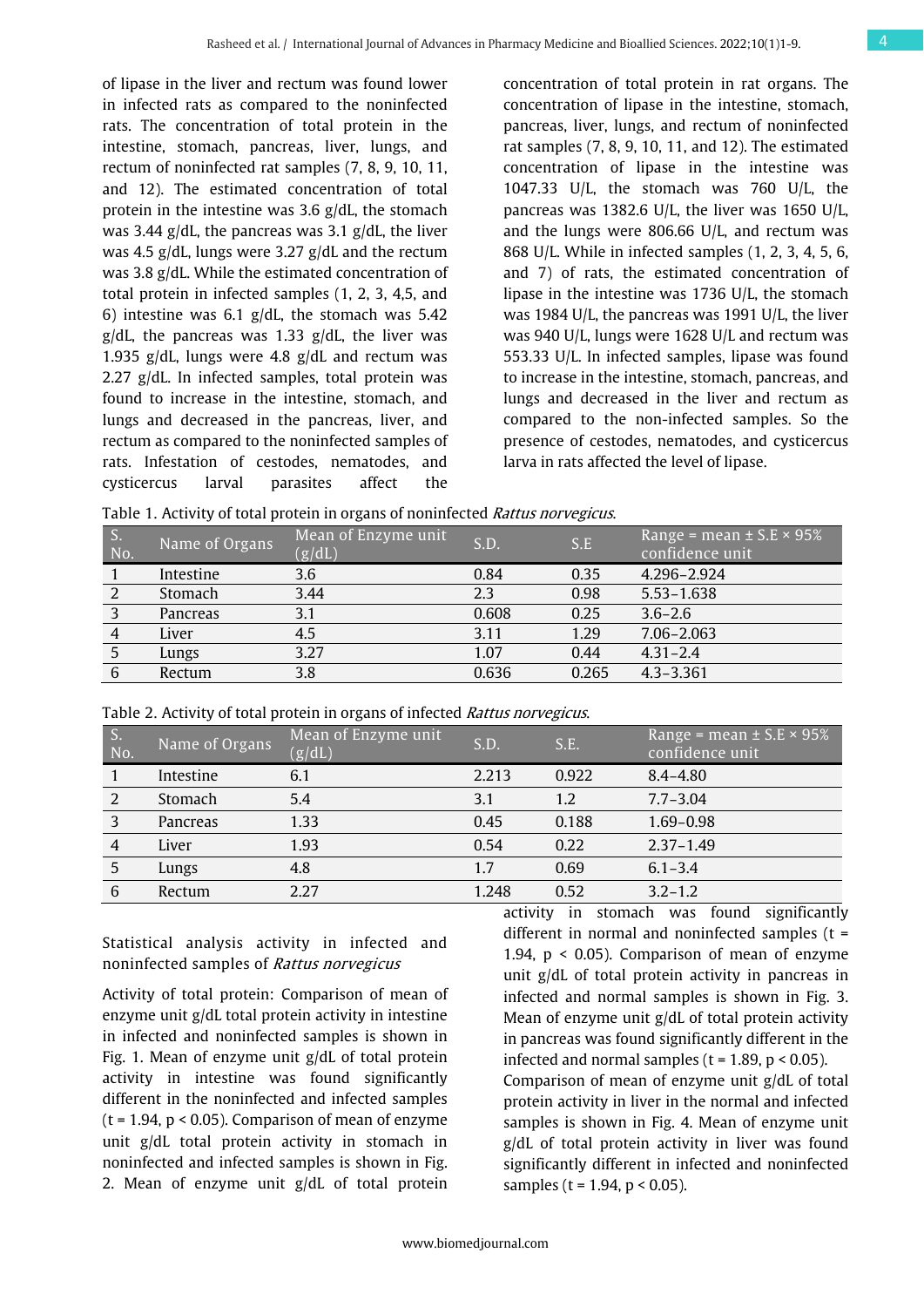of lipase in the liver and rectum was found lower in infected rats as compared to the noninfected rats. The concentration of total protein in the intestine, stomach, pancreas, liver, lungs, and rectum of noninfected rat samples (7, 8, 9, 10, 11, and 12). The estimated concentration of total protein in the intestine was 3.6 g/dL, the stomach was 3.44 g/dL, the pancreas was 3.1 g/dL, the liver was 4.5 g/dL, lungs were 3.27 g/dL and the rectum was 3.8 g/dL. While the estimated concentration of total protein in infected samples (1, 2, 3, 4,5, and 6) intestine was 6.1 g/dL, the stomach was 5.42 g/dL, the pancreas was 1.33 g/dL, the liver was 1.935 g/dL, lungs were 4.8 g/dL and rectum was 2.27 g/dL. In infected samples, total protein was found to increase in the intestine, stomach, and lungs and decreased in the pancreas, liver, and rectum as compared to the noninfected samples of rats. Infestation of cestodes, nematodes, and cysticercus larval parasites affect the concentration of total protein in rat organs. The concentration of lipase in the intestine, stomach, pancreas, liver, lungs, and rectum of noninfected rat samples (7, 8, 9, 10, 11, and 12). The estimated concentration of lipase in the intestine was 1047.33 U/L, the stomach was 760 U/L, the pancreas was 1382.6 U/L, the liver was 1650 U/L, and the lungs were 806.66 U/L, and rectum was 868 U/L. While in infected samples (1, 2, 3, 4, 5, 6, and 7) of rats, the estimated concentration of lipase in the intestine was 1736 U/L, the stomach was 1984 U/L, the pancreas was 1991 U/L, the liver was 940 U/L, lungs were 1628 U/L and rectum was 553.33 U/L. In infected samples, lipase was found to increase in the intestine, stomach, pancreas, and lungs and decreased in the liver and rectum as compared to the non-infected samples. So the presence of cestodes, nematodes, and cysticercus larva in rats affected the level of lipase.

Table 1. Activity of total protein in organs of noninfected *Rattus norvegicus*.

| S. No. | Name of Organs | Mean of Enzyme unit (g/dL) | S.D. | S.E | Range = mean ± S.E × 95% confidence unit |
|---|---|---|---|---|---|
| 1 | Intestine | 3.6 | 0.84 | 0.35 | 4.296–2.924 |
| 2 | Stomach | 3.44 | 2.3 | 0.98 | 5.53–1.638 |
| 3 | Pancreas | 3.1 | 0.608 | 0.25 | 3.6–2.6 |
| 4 | Liver | 4.5 | 3.11 | 1.29 | 7.06–2.063 |
| 5 | Lungs | 3.27 | 1.07 | 0.44 | 4.31–2.4 |
| 6 | Rectum | 3.8 | 0.636 | 0.265 | 4.3–3.361 |

Table 2. Activity of total protein in organs of infected *Rattus norvegicus*.

| S. No. | Name of Organs | Mean of Enzyme unit (g/dL) | S.D. | S.E. | Range = mean ± S.E × 95% confidence unit |
|---|---|---|---|---|---|
| 1 | Intestine | 6.1 | 2.213 | 0.922 | 8.4–4.80 |
| 2 | Stomach | 5.4 | 3.1 | 1.2 | 7.7–3.04 |
| 3 | Pancreas | 1.33 | 0.45 | 0.188 | 1.69–0.98 |
| 4 | Liver | 1.93 | 0.54 | 0.22 | 2.37–1.49 |
| 5 | Lungs | 4.8 | 1.7 | 0.69 | 6.1–3.4 |
| 6 | Rectum | 2.27 | 1.248 | 0.52 | 3.2–1.2 |

Statistical analysis activity in infected and noninfected samples of *Rattus norvegicus*

Activity of total protein: Comparison of mean of enzyme unit g/dL total protein activity in intestine in infected and noninfected samples is shown in Fig. 1. Mean of enzyme unit g/dL of total protein activity in intestine was found significantly different in the noninfected and infected samples ($t = 1.94$, $p < 0.05$). Comparison of mean of enzyme unit g/dL total protein activity in stomach in noninfected and infected samples is shown in Fig. 2. Mean of enzyme unit g/dL of total protein activity in stomach was found significantly different in normal and noninfected samples ($t = 1.94$, $p < 0.05$). Comparison of mean of enzyme unit g/dL of total protein activity in pancreas in infected and normal samples is shown in Fig. 3. Mean of enzyme unit g/dL of total protein activity in pancreas was found significantly different in the infected and normal samples ($t = 1.89$, $p < 0.05$).

Comparison of mean of enzyme unit g/dL of total protein activity in liver in the normal and infected samples is shown in Fig. 4. Mean of enzyme unit g/dL of total protein activity in liver was found significantly different in infected and noninfected samples ($t = 1.94$, $p < 0.05$).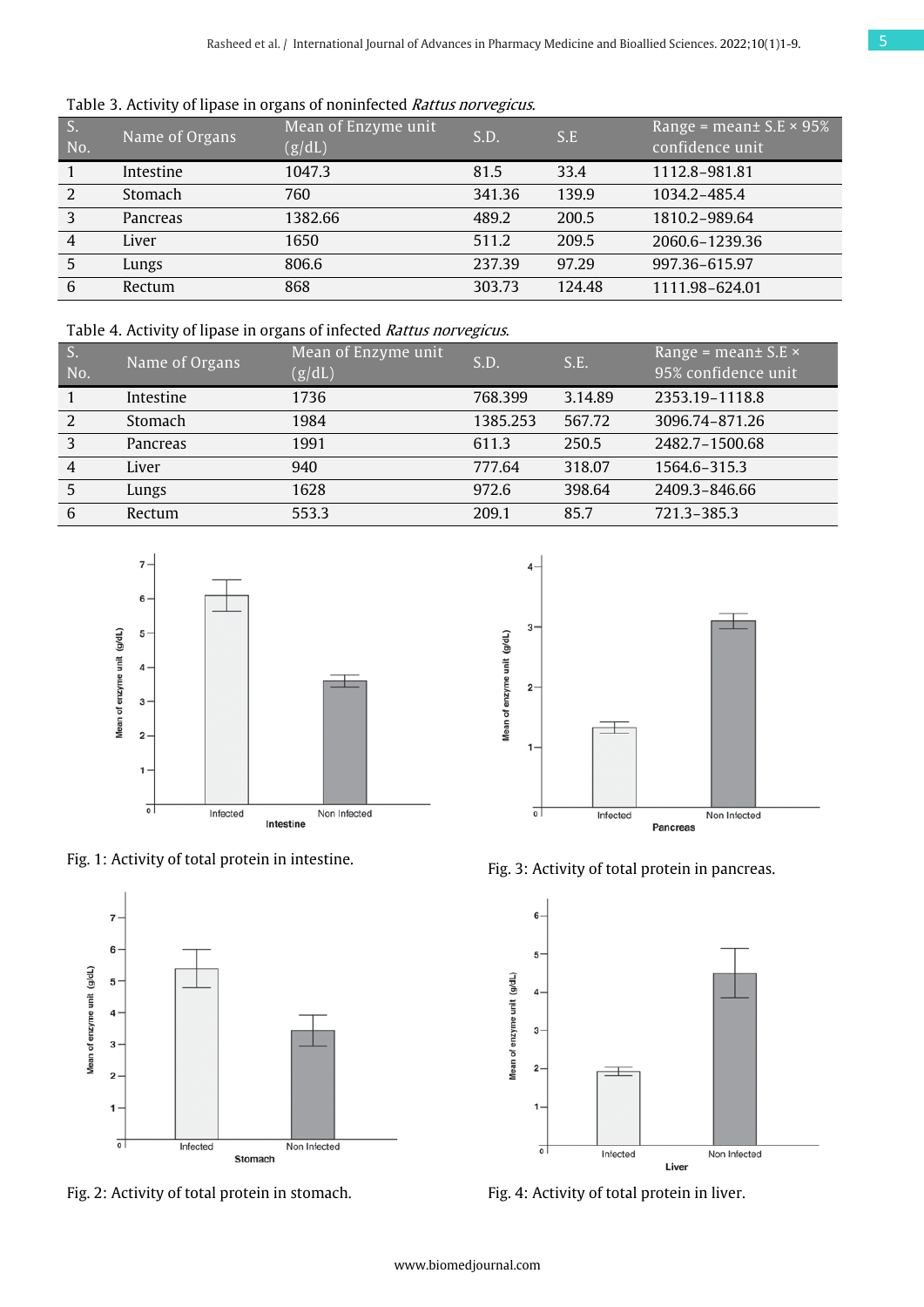Table 3. Activity of lipase in organs of noninfected *Rattus norvegicus*.

| S. No. | Name of Organs | Mean of Enzyme unit (g/dL) | S.D. | S.E | Range = mean± S.E × 95% confidence unit |
|---|---|---|---|---|---|
| 1 | Intestine | 1047.3 | 81.5 | 33.4 | 1112.8–981.81 |
| 2 | Stomach | 760 | 341.36 | 139.9 | 1034.2–485.4 |
| 3 | Pancreas | 1382.66 | 489.2 | 200.5 | 1810.2–989.64 |
| 4 | Liver | 1650 | 511.2 | 209.5 | 2060.6–1239.36 |
| 5 | Lungs | 806.6 | 237.39 | 97.29 | 997.36–615.97 |
| 6 | Rectum | 868 | 303.73 | 124.48 | 1111.98–624.01 |

Table 4. Activity of lipase in organs of infected *Rattus norvegicus*.

| S. No. | Name of Organs | Mean of Enzyme unit (g/dL) | S.D. | S.E. | Range = mean± S.E × 95% confidence unit |
|---|---|---|---|---|---|
| 1 | Intestine | 1736 | 768.399 | 3.14.89 | 2353.19–1118.8 |
| 2 | Stomach | 1984 | 1385.253 | 567.72 | 3096.74–871.26 |
| 3 | Pancreas | 1991 | 611.3 | 250.5 | 2482.7–1500.68 |
| 4 | Liver | 940 | 777.64 | 318.07 | 1564.6–315.3 |
| 5 | Lungs | 1628 | 972.6 | 398.64 | 2409.3–846.66 |
| 6 | Rectum | 553.3 | 209.1 | 85.7 | 721.3–385.3 |

Fig. 1: Activity of total protein in intestine.

Fig. 3: Activity of total protein in pancreas.

Fig. 2: Activity of total protein in stomach.

Fig. 4: Activity of total protein in liver.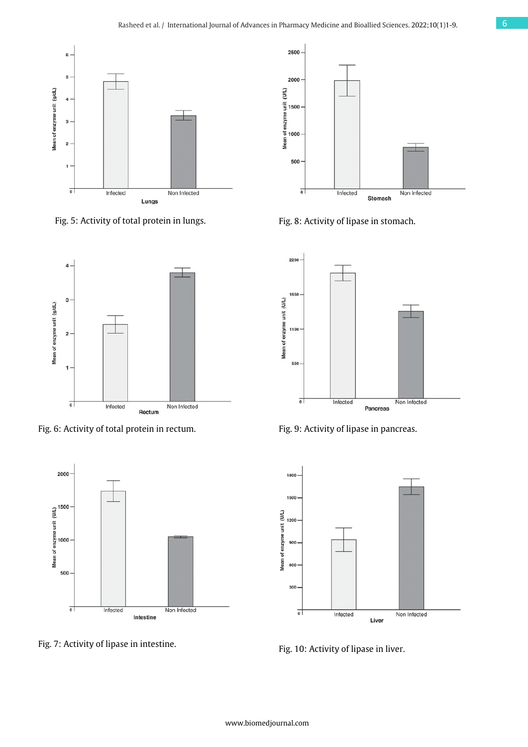Fig. 5: Activity of total protein in lungs.

Fig. 8: Activity of lipase in stomach.

Fig. 6: Activity of total protein in rectum.

Fig. 9: Activity of lipase in pancreas.

Fig. 7: Activity of lipase in intestine.

Fig. 10: Activity of lipase in liver.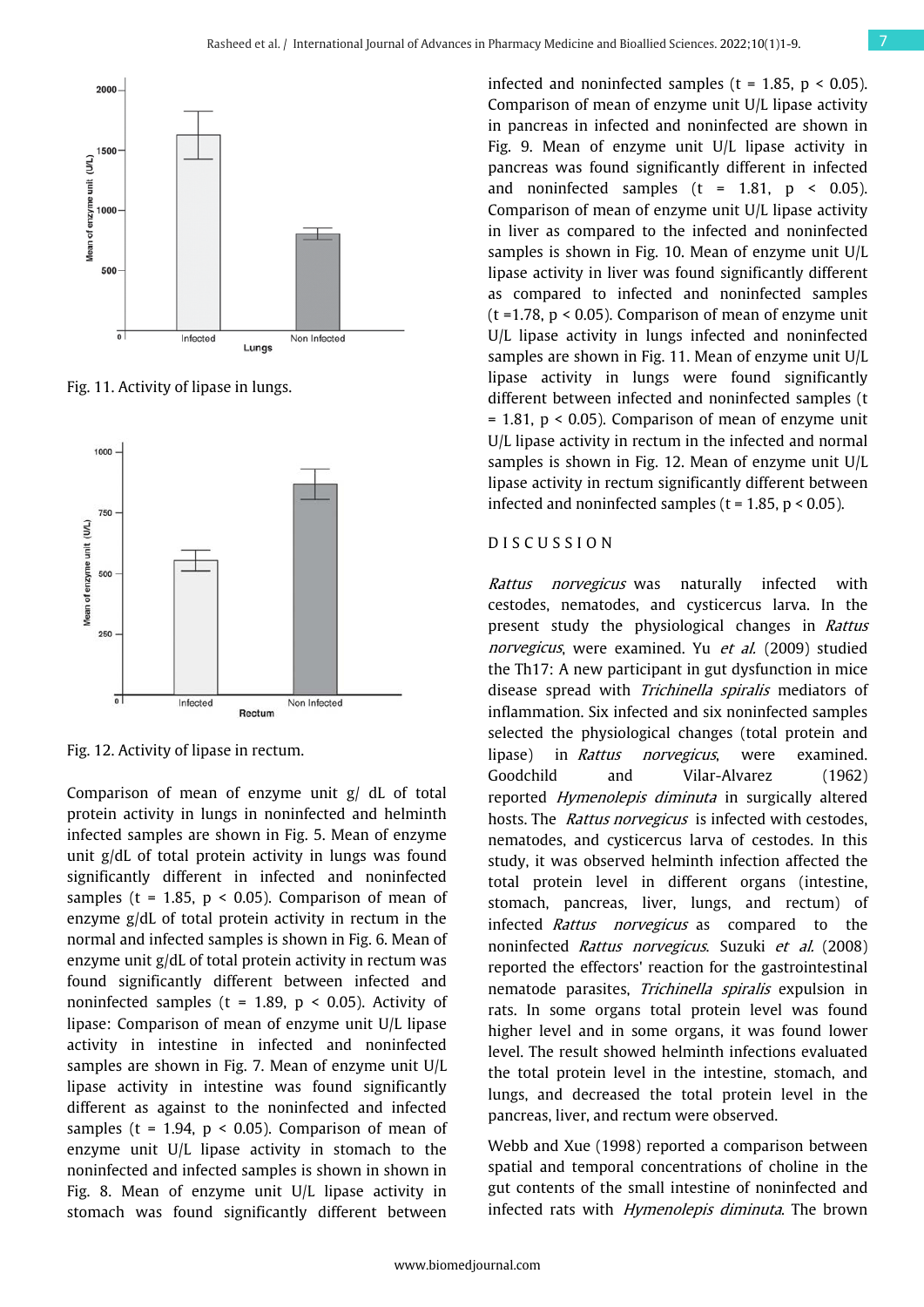Fig. 11. Activity of lipase in lungs.

Fig. 12. Activity of lipase in rectum.

Comparison of mean of enzyme unit g/ dL of total protein activity in lungs in noninfected and helminth infected samples are shown in Fig. 5. Mean of enzyme unit g/dL of total protein activity in lungs was found significantly different in infected and noninfected samples ($t = 1.85$, $p < 0.05$). Comparison of mean of enzyme g/dL of total protein activity in rectum in the normal and infected samples is shown in Fig. 6. Mean of enzyme unit g/dL of total protein activity in rectum was found significantly different between infected and noninfected samples ($t = 1.89$, $p < 0.05$). Activity of lipase: Comparison of mean of enzyme unit U/L lipase activity in intestine in infected and noninfected samples are shown in Fig. 7. Mean of enzyme unit U/L lipase activity in intestine was found significantly different as against to the noninfected and infected samples ($t = 1.94$, $p < 0.05$). Comparison of mean of enzyme unit U/L lipase activity in stomach to the noninfected and infected samples is shown in shown in Fig. 8. Mean of enzyme unit U/L lipase activity in stomach was found significantly different between infected and noninfected samples ($t = 1.85$, $p < 0.05$). Comparison of mean of enzyme unit U/L lipase activity in pancreas in infected and noninfected are shown in Fig. 9. Mean of enzyme unit U/L lipase activity in pancreas was found significantly different in infected and noninfected samples ($t = 1.81$, $p < 0.05$). Comparison of mean of enzyme unit U/L lipase activity in liver as compared to the infected and noninfected samples is shown in Fig. 10. Mean of enzyme unit U/L lipase activity in liver was found significantly different as compared to infected and noninfected samples ($t = 1.78$, $p < 0.05$). Comparison of mean of enzyme unit U/L lipase activity in lungs infected and noninfected samples are shown in Fig. 11. Mean of enzyme unit U/L lipase activity in lungs were found significantly different between infected and noninfected samples ($t = 1.81$, $p < 0.05$). Comparison of mean of enzyme unit U/L lipase activity in rectum in the infected and normal samples is shown in Fig. 12. Mean of enzyme unit U/L lipase activity in rectum significantly different between infected and noninfected samples ($t = 1.85$, $p < 0.05$).

## DISCUSSION

*Rattus norvegicus* was naturally infected with cestodes, nematodes, and cysticercus larva. In the present study the physiological changes in *Rattus norvegicus*, were examined. Yu *et al.* (2009) studied the Th17: A new participant in gut dysfunction in mice disease spread with *Trichinella spiralis* mediators of inflammation. Six infected and six noninfected samples selected the physiological changes (total protein and lipase) in *Rattus norvegicus*, were examined. Goodchild and Vilar-Alvarez (1962) reported *Hymenolepis diminuta* in surgically altered hosts. The *Rattus norvegicus* is infected with cestodes, nematodes, and cysticercus larva of cestodes. In this study, it was observed helminth infection affected the total protein level in different organs (intestine, stomach, pancreas, liver, lungs, and rectum) of infected *Rattus norvegicus* as compared to the noninfected *Rattus norvegicus*. Suzuki *et al.* (2008) reported the effectors' reaction for the gastrointestinal nematode parasites, *Trichinella spiralis* expulsion in rats. In some organs total protein level was found higher level and in some organs, it was found lower level. The result showed helminth infections evaluated the total protein level in the intestine, stomach, and lungs, and decreased the total protein level in the pancreas, liver, and rectum were observed.

Webb and Xue (1998) reported a comparison between spatial and temporal concentrations of choline in the gut contents of the small intestine of noninfected and infected rats with *Hymenolepis diminuta*. The brown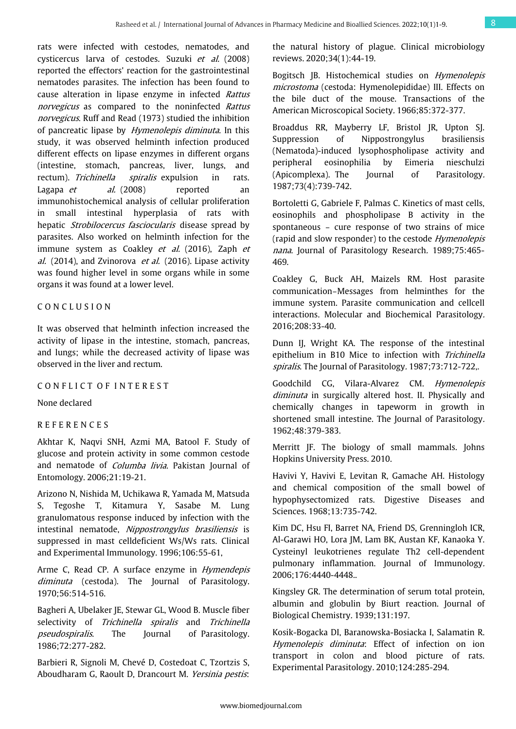rats were infected with cestodes, nematodes, and cysticercus larva of cestodes. Suzuki *et al.* (2008) reported the effectors' reaction for the gastrointestinal nematodes parasites. The infection has been found to cause alteration in lipase enzyme in infected *Rattus norvegicus* as compared to the noninfected *Rattus norvegicus*. Ruff and Read (1973) studied the inhibition of pancreatic lipase by *Hymenolepis diminuta*. In this study, it was observed helminth infection produced different effects on lipase enzymes in different organs (intestine, stomach, pancreas, liver, lungs, and rectum). *Trichinella spiralis* expulsion in rats. Lagapa *et al.* (2008) reported an immunohistochemical analysis of cellular proliferation in small intestinal hyperplasia of rats with hepatic *Strobilocercus fasciocularis* disease spread by parasites. Also worked on helminth infection for the immune system as Coakley *et al.* (2016), Zaph *et al.* (2014), and Zvinorova *et al.* (2016). Lipase activity was found higher level in some organs while in some organs it was found at a lower level.

## CONCLUSION

It was observed that helminth infection increased the activity of lipase in the intestine, stomach, pancreas, and lungs; while the decreased activity of lipase was observed in the liver and rectum.

## CONFLICT OF INTEREST

None declared

## REFERENCES

Akhtar K, Naqvi SNH, Azmi MA, Batool F. Study of glucose and protein activity in some common cestode and nematode of *Columba livia*. Pakistan Journal of Entomology. 2006;21:19-21.

Arizono N, Nishida M, Uchikawa R, Yamada M, Matsuda S, Tegoshe T, Kitamura Y, Sasabe M. Lung granulomatous response induced by infection with the intestinal nematode, *Nippostrongylus brasiliensis* is suppressed in mast celldeficient Ws/Ws rats. Clinical and Experimental Immunology. 1996;106:55-61,

Arme C, Read CP. A surface enzyme in *Hymendepis diminuta* (cestoda). The Journal of Parasitology. 1970;56:514-516.

Bagheri A, Ubelaker JE, Stewar GL, Wood B. Muscle fiber selectivity of *Trichinella spiralis* and *Trichinella pseudospiralis*. The Journal of Parasitology. 1986;72:277-282.

Barbieri R, Signoli M, Chevé D, Costedoat C, Tzortzis S, Aboudharam G, Raoult D, Drancourt M. *Yersinia pestis*: the natural history of plague. Clinical microbiology reviews. 2020;34(1):44-19.

Bogitsch JB. Histochemical studies on *Hymenolepis microstoma* (cestoda: Hymenolepididae) III. Effects on the bile duct of the mouse. Transactions of the American Microscopical Society. 1966;85:372-377.

Broaddus RR, Mayberry LF, Bristol JR, Upton SJ. Suppression of Nippostrongylus brasiliensis (Nematoda)-induced lysophospholipase activity and peripheral eosinophilia by Eimeria nieschulzi (Apicomplexa). The Journal of Parasitology. 1987;73(4):739-742.

Bortoletti G, Gabriele F, Palmas C. Kinetics of mast cells, eosinophils and phospholipase B activity in the spontaneous – cure response of two strains of mice (rapid and slow responder) to the cestode *Hymenolepis nana*. Journal of Parasitology Research. 1989;75:465-469.

Coakley G, Buck AH, Maizels RM. Host parasite communication–Messages from helminthes for the immune system. Parasite communication and cellcell interactions. Molecular and Biochemical Parasitology. 2016;208:33-40.

Dunn IJ, Wright KA. The response of the intestinal epithelium in B10 Mice to infection with *Trichinella spiralis*. The Journal of Parasitology. 1987;73:712-722,.

Goodchild CG, Vilara-Alvarez CM. *Hymenolepis diminuta* in surgically altered host. II. Physically and chemically changes in tapeworm in growth in shortened small intestine. The Journal of Parasitology. 1962;48:379-383.

Merritt JF. The biology of small mammals. Johns Hopkins University Press. 2010.

Havivi Y, Havivi E, Levitan R, Gamache AH. Histology and chemical composition of the small bowel of hypophysectomized rats. Digestive Diseases and Sciences. 1968;13:735-742.

Kim DC, Hsu FI, Barret NA, Friend DS, Grenningloh ICR, Al-Garawi HO, Lora JM, Lam BK, Austan KF, Kanaoka Y. Cysteinyl leukotrienes regulate Th2 cell-dependent pulmonary inflammation. Journal of Immunology. 2006;176:4440-4448..

Kingsley GR. The determination of serum total protein, albumin and globulin by Biurt reaction. Journal of Biological Chemistry. 1939;131:197.

Kosik-Bogacka DI, Baranowska-Bosiacka I, Salamatin R. *Hymenolepis diminuta*: Effect of infection on ion transport in colon and blood picture of rats. Experimental Parasitology. 2010;124:285-294.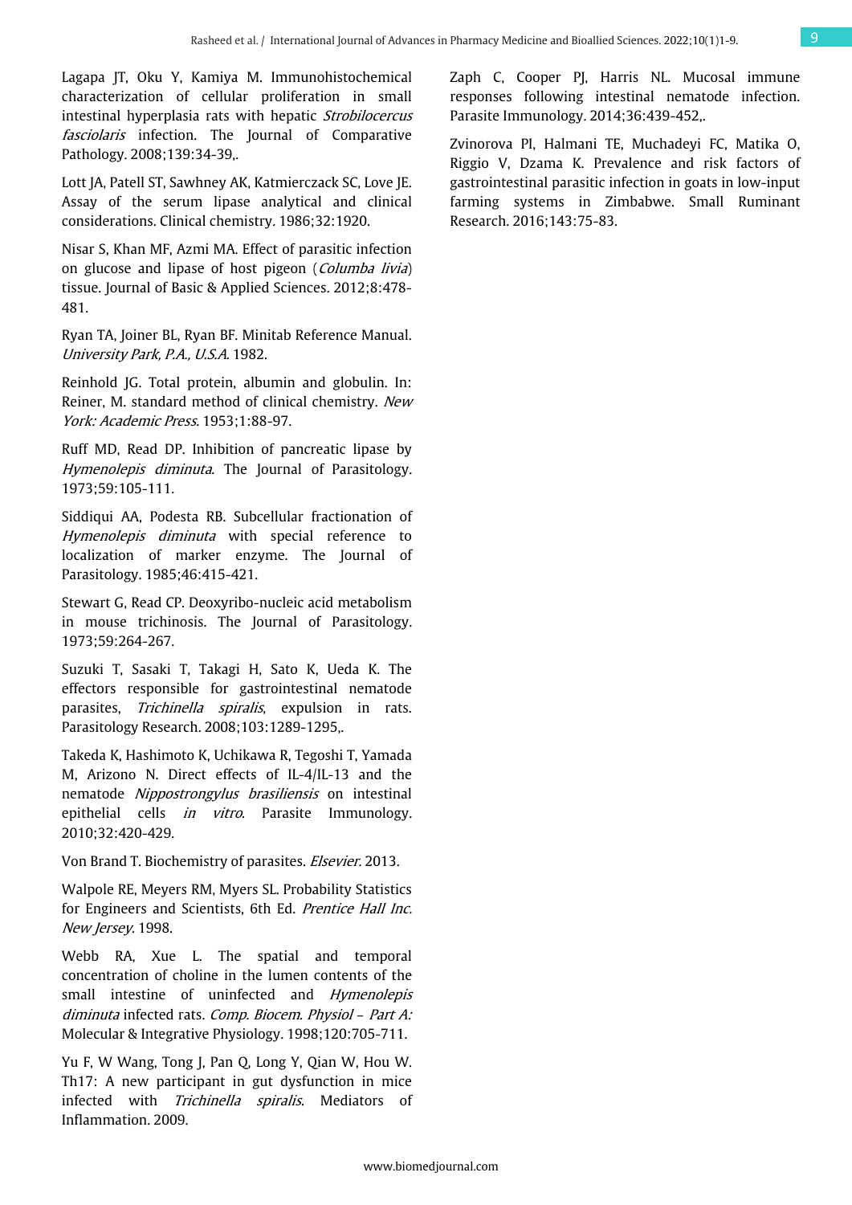Lagapa JT, Oku Y, Kamiya M. Immunohistochemical characterization of cellular proliferation in small intestinal hyperplasia rats with hepatic *Strobilocercus fasciolaris* infection. The Journal of Comparative Pathology. 2008;139:34-39,.

Lott JA, Patell ST, Sawhney AK, Katmierczack SC, Love JE. Assay of the serum lipase analytical and clinical considerations. Clinical chemistry. 1986;32:1920.

Nisar S, Khan MF, Azmi MA. Effect of parasitic infection on glucose and lipase of host pigeon (*Columba livia*) tissue. Journal of Basic & Applied Sciences. 2012;8:478-481.

Ryan TA, Joiner BL, Ryan BF. Minitab Reference Manual. *University Park, P.A., U.S.A.* 1982.

Reinhold JG. Total protein, albumin and globulin. In: Reiner, M. standard method of clinical chemistry. *New York: Academic Press.* 1953;1:88-97.

Ruff MD, Read DP. Inhibition of pancreatic lipase by *Hymenolepis diminuta*. The Journal of Parasitology. 1973;59:105-111.

Siddiqui AA, Podesta RB. Subcellular fractionation of *Hymenolepis diminuta* with special reference to localization of marker enzyme. The Journal of Parasitology. 1985;46:415-421.

Stewart G, Read CP. Deoxyribo-nucleic acid metabolism in mouse trichinosis. The Journal of Parasitology. 1973;59:264-267.

Suzuki T, Sasaki T, Takagi H, Sato K, Ueda K. The effectors responsible for gastrointestinal nematode parasites, *Trichinella spiralis*, expulsion in rats. Parasitology Research. 2008;103:1289-1295,.

Takeda K, Hashimoto K, Uchikawa R, Tegoshi T, Yamada M, Arizono N. Direct effects of IL-4/IL-13 and the nematode *Nippostrongylus brasiliensis* on intestinal epithelial cells *in vitro*. Parasite Immunology. 2010;32:420-429.

Von Brand T. Biochemistry of parasites. *Elsevier.* 2013.

Walpole RE, Meyers RM, Myers SL. Probability Statistics for Engineers and Scientists, 6th Ed. *Prentice Hall Inc. New Jersey.* 1998.

Webb RA, Xue L. The spatial and temporal concentration of choline in the lumen contents of the small intestine of uninfected and *Hymenolepis diminuta* infected rats. *Comp. Biocem. Physiol – Part A:* Molecular & Integrative Physiology. 1998;120:705-711.

Yu F, W Wang, Tong J, Pan Q, Long Y, Qian W, Hou W. Th17: A new participant in gut dysfunction in mice infected with *Trichinella spiralis*. Mediators of Inflammation. 2009.

Zaph C, Cooper PJ, Harris NL. Mucosal immune responses following intestinal nematode infection. Parasite Immunology. 2014;36:439-452,.

Zvinorova PI, Halmani TE, Muchadeyi FC, Matika O, Riggio V, Dzama K. Prevalence and risk factors of gastrointestinal parasitic infection in goats in low-input farming systems in Zimbabwe. Small Ruminant Research. 2016;143:75-83.